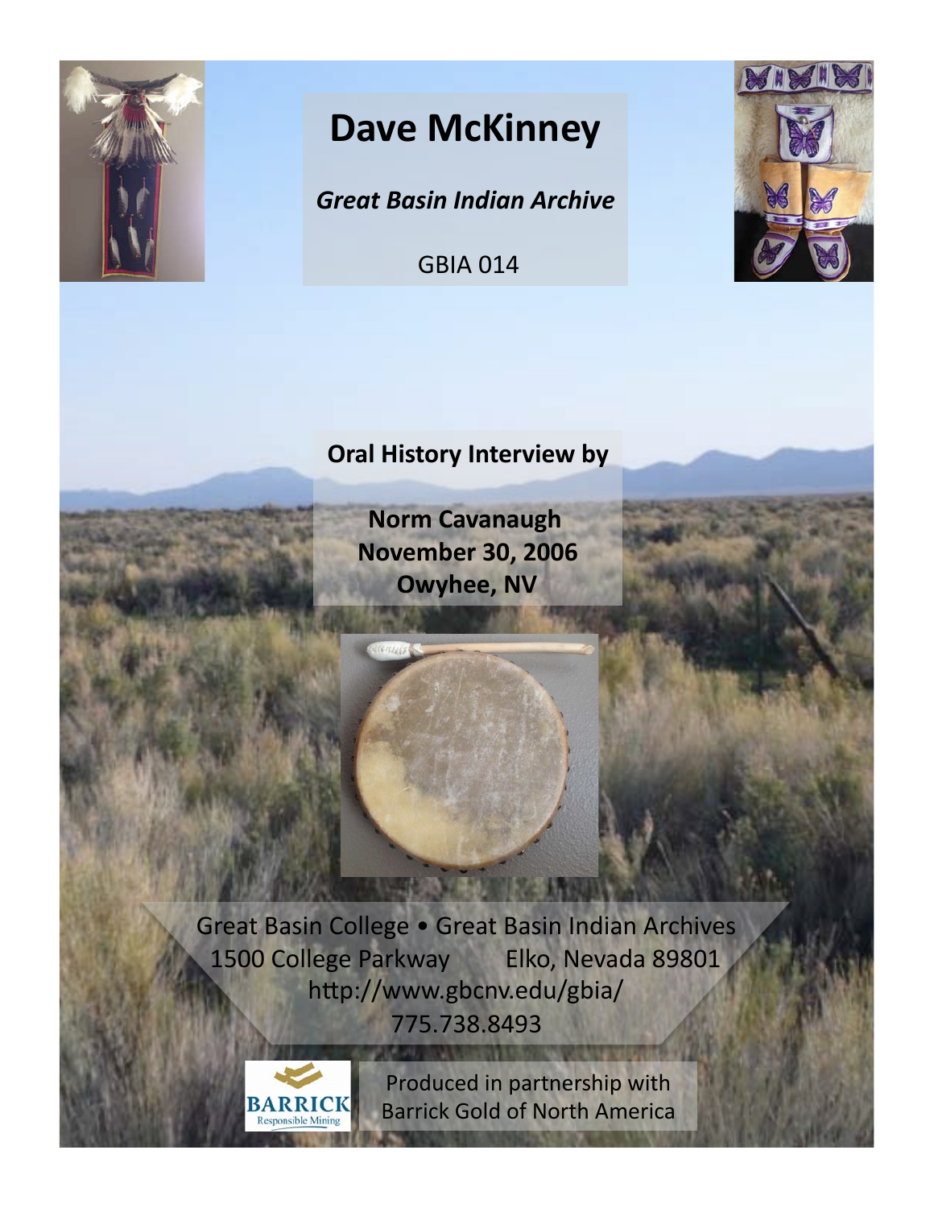# Dave McKinney

***Great Basin Indian Archive***

GBIA 014

**Oral History Interview by**

**Norm Cavanaugh**
**November 30, 2006**
**Owyhee, NV**

Great Basin College • Great Basin Indian Archives
1500 College Parkway Elko, Nevada 89801
http://www.gbcnv.edu/gbia/
775.738.8493

Produced in partnership with
Barrick Gold of North America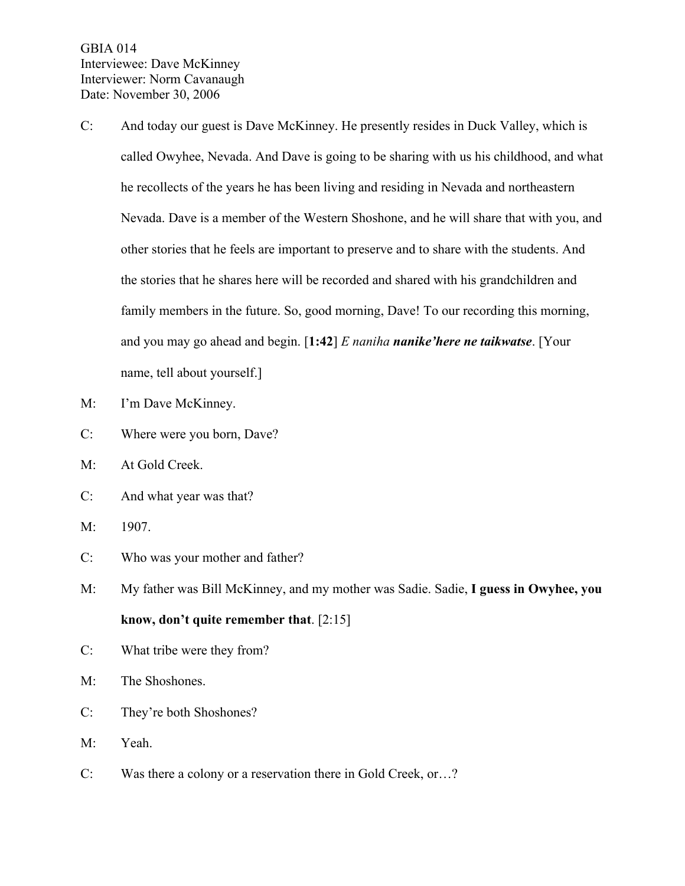GBIA 014
Interviewee: Dave McKinney
Interviewer: Norm Cavanaugh
Date: November 30, 2006

C: And today our guest is Dave McKinney. He presently resides in Duck Valley, which is called Owyhee, Nevada. And Dave is going to be sharing with us his childhood, and what he recollects of the years he has been living and residing in Nevada and northeastern Nevada. Dave is a member of the Western Shoshone, and he will share that with you, and other stories that he feels are important to preserve and to share with the students. And the stories that he shares here will be recorded and shared with his grandchildren and family members in the future. So, good morning, Dave! To our recording this morning, and you may go ahead and begin. [**1:42**] *E naniha* ***nanike'here ne taikwatse***. [Your name, tell about yourself.]

M: I'm Dave McKinney.

C: Where were you born, Dave?

M: At Gold Creek.

C: And what year was that?

M: 1907.

C: Who was your mother and father?

M: My father was Bill McKinney, and my mother was Sadie. Sadie, **I guess in Owyhee, you know, don't quite remember that**. [2:15]

C: What tribe were they from?

M: The Shoshones.

C: They're both Shoshones?

M: Yeah.

C: Was there a colony or a reservation there in Gold Creek, or…?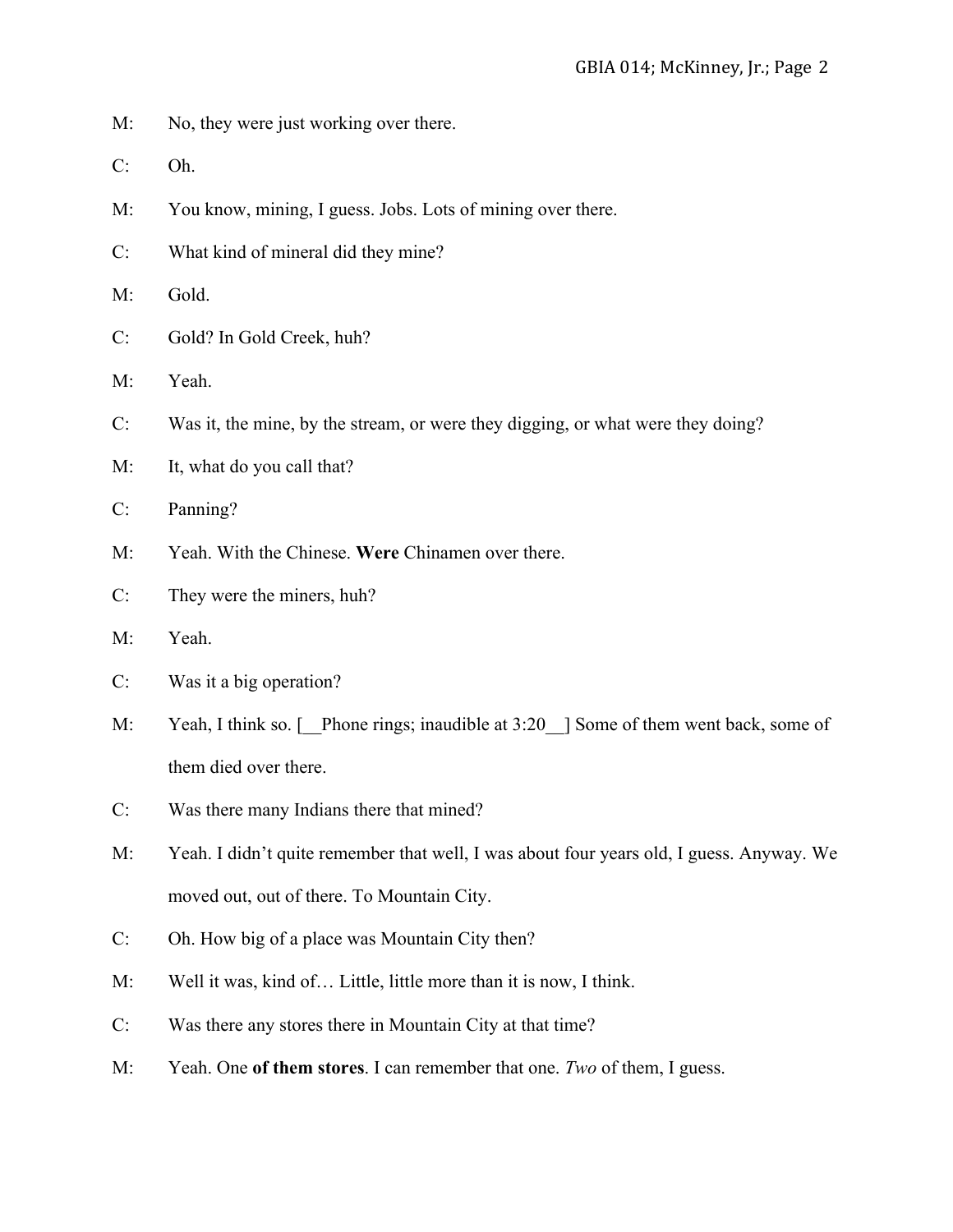M: No, they were just working over there.

C: Oh.

M: You know, mining, I guess. Jobs. Lots of mining over there.

C: What kind of mineral did they mine?

M: Gold.

C: Gold? In Gold Creek, huh?

M: Yeah.

C: Was it, the mine, by the stream, or were they digging, or what were they doing?

M: It, what do you call that?

C: Panning?

M: Yeah. With the Chinese. **Were** Chinamen over there.

C: They were the miners, huh?

M: Yeah.

C: Was it a big operation?

M: Yeah, I think so. [__Phone rings; inaudible at 3:20__] Some of them went back, some of them died over there.

C: Was there many Indians there that mined?

M: Yeah. I didn't quite remember that well, I was about four years old, I guess. Anyway. We moved out, out of there. To Mountain City.

C: Oh. How big of a place was Mountain City then?

M: Well it was, kind of… Little, little more than it is now, I think.

C: Was there any stores there in Mountain City at that time?

M: Yeah. One **of them stores**. I can remember that one. *Two* of them, I guess.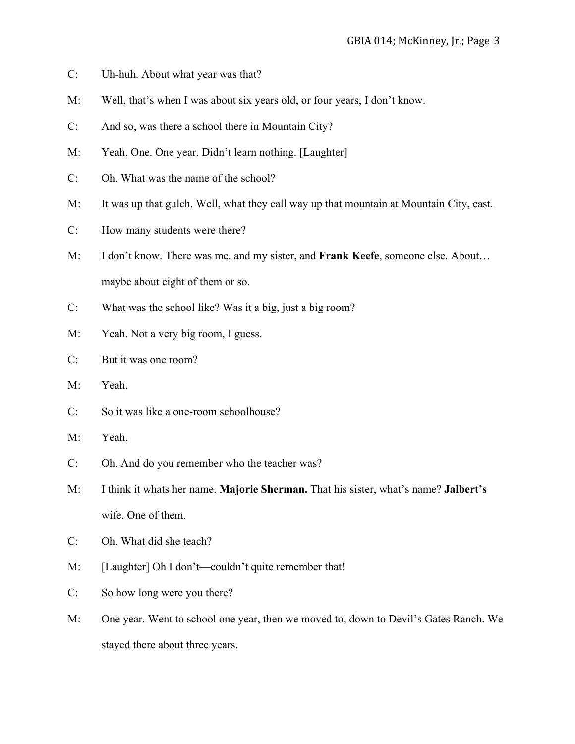C: Uh-huh. About what year was that?

M: Well, that's when I was about six years old, or four years, I don't know.

C: And so, was there a school there in Mountain City?

M: Yeah. One. One year. Didn't learn nothing. [Laughter]

C: Oh. What was the name of the school?

M: It was up that gulch. Well, what they call way up that mountain at Mountain City, east.

C: How many students were there?

M: I don't know. There was me, and my sister, and **Frank Keefe**, someone else. About… maybe about eight of them or so.

C: What was the school like? Was it a big, just a big room?

M: Yeah. Not a very big room, I guess.

C: But it was one room?

M: Yeah.

C: So it was like a one-room schoolhouse?

M: Yeah.

C: Oh. And do you remember who the teacher was?

M: I think it whats her name. **Majorie Sherman.** That his sister, what's name? **Jalbert's** wife. One of them.

C: Oh. What did she teach?

M: [Laughter] Oh I don't—couldn't quite remember that!

C: So how long were you there?

M: One year. Went to school one year, then we moved to, down to Devil's Gates Ranch. We stayed there about three years.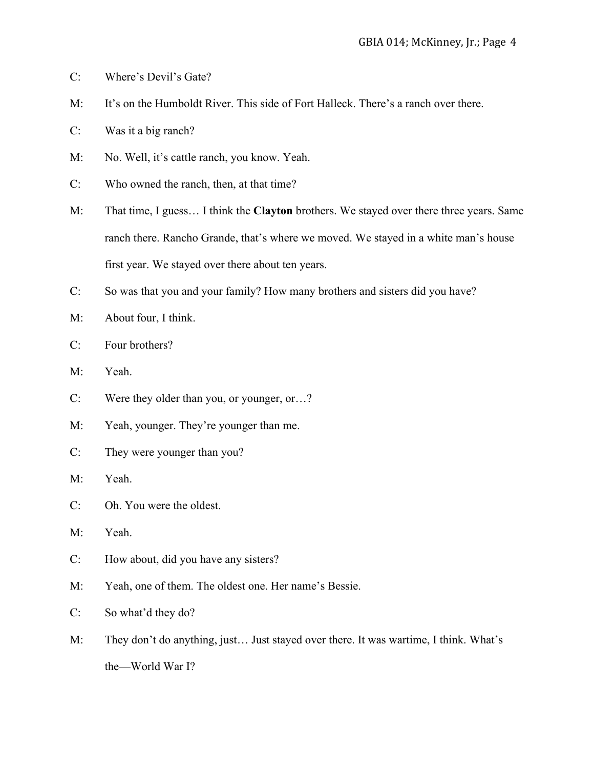C: Where's Devil's Gate?

M: It's on the Humboldt River. This side of Fort Halleck. There's a ranch over there.

C: Was it a big ranch?

M: No. Well, it's cattle ranch, you know. Yeah.

C: Who owned the ranch, then, at that time?

M: That time, I guess… I think the **Clayton** brothers. We stayed over there three years. Same ranch there. Rancho Grande, that's where we moved. We stayed in a white man's house first year. We stayed over there about ten years.

C: So was that you and your family? How many brothers and sisters did you have?

M: About four, I think.

C: Four brothers?

M: Yeah.

C: Were they older than you, or younger, or…?

M: Yeah, younger. They're younger than me.

C: They were younger than you?

M: Yeah.

C: Oh. You were the oldest.

M: Yeah.

C: How about, did you have any sisters?

M: Yeah, one of them. The oldest one. Her name's Bessie.

C: So what'd they do?

M: They don't do anything, just… Just stayed over there. It was wartime, I think. What's the—World War I?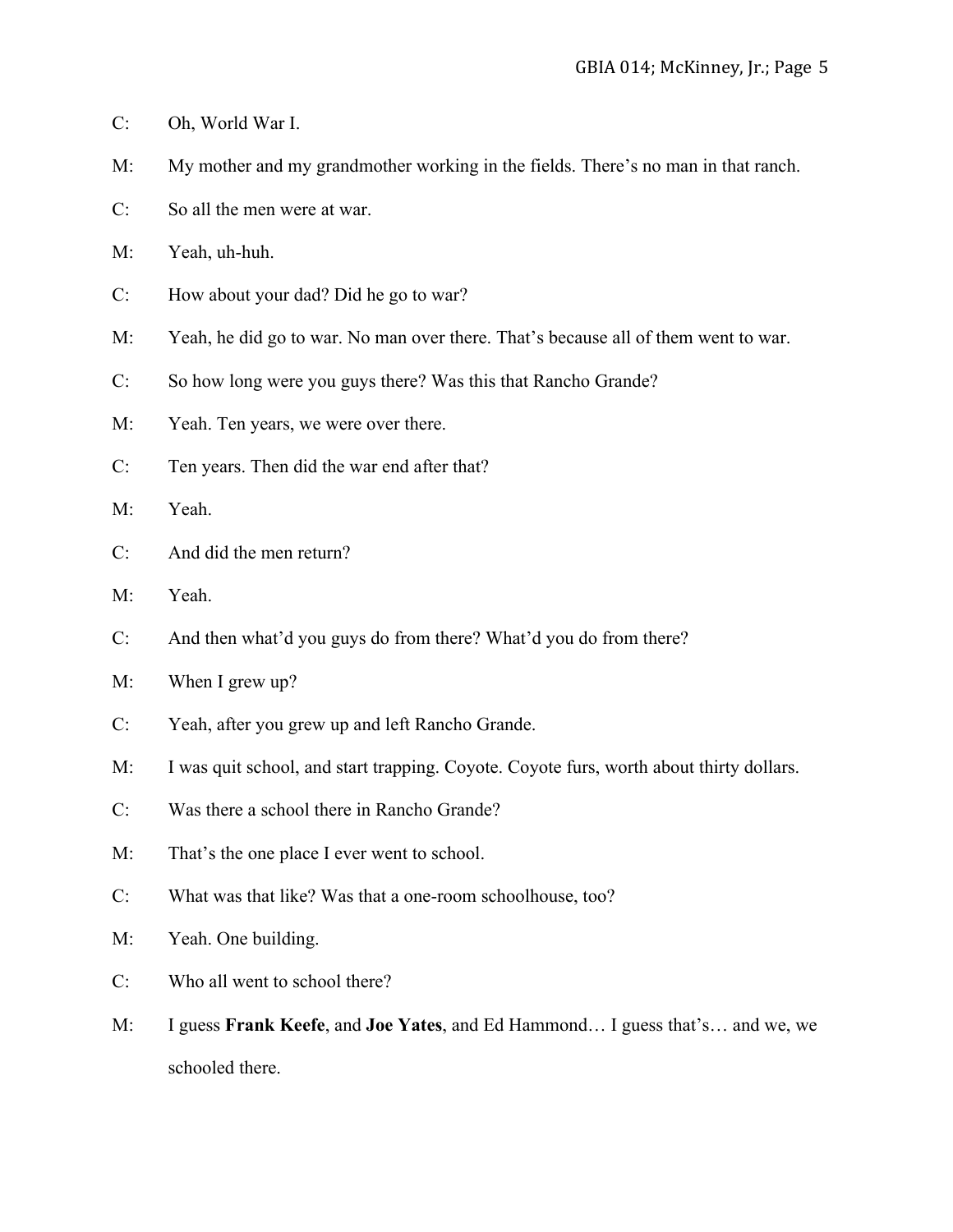C: Oh, World War I.

M: My mother and my grandmother working in the fields. There's no man in that ranch.

C: So all the men were at war.

M: Yeah, uh-huh.

C: How about your dad? Did he go to war?

M: Yeah, he did go to war. No man over there. That's because all of them went to war.

C: So how long were you guys there? Was this that Rancho Grande?

M: Yeah. Ten years, we were over there.

C: Ten years. Then did the war end after that?

M: Yeah.

C: And did the men return?

M: Yeah.

C: And then what'd you guys do from there? What'd you do from there?

M: When I grew up?

C: Yeah, after you grew up and left Rancho Grande.

M: I was quit school, and start trapping. Coyote. Coyote furs, worth about thirty dollars.

C: Was there a school there in Rancho Grande?

M: That's the one place I ever went to school.

C: What was that like? Was that a one-room schoolhouse, too?

M: Yeah. One building.

C: Who all went to school there?

M: I guess **Frank Keefe**, and **Joe Yates**, and Ed Hammond… I guess that's… and we, we schooled there.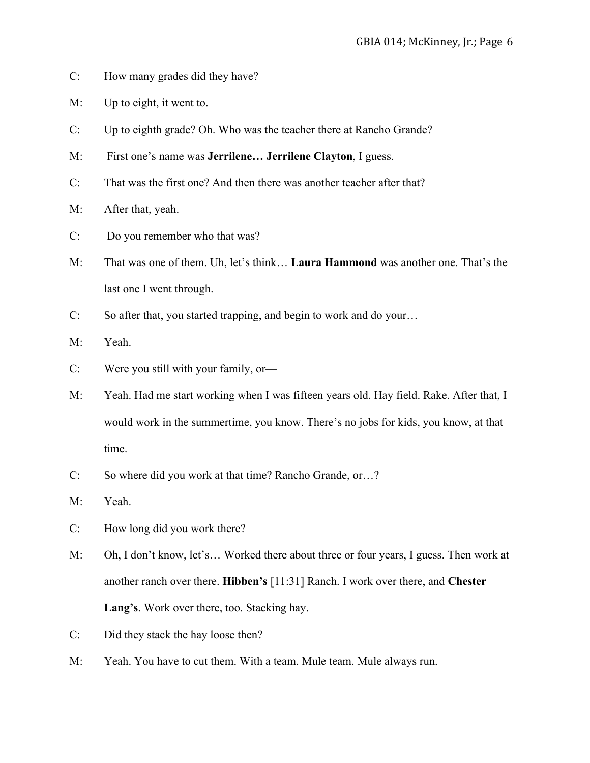C: How many grades did they have?

M: Up to eight, it went to.

C: Up to eighth grade? Oh. Who was the teacher there at Rancho Grande?

M: First one's name was **Jerrilene… Jerrilene Clayton**, I guess.

C: That was the first one? And then there was another teacher after that?

M: After that, yeah.

C: Do you remember who that was?

M: That was one of them. Uh, let's think… **Laura Hammond** was another one. That's the last one I went through.

C: So after that, you started trapping, and begin to work and do your…

M: Yeah.

C: Were you still with your family, or—

M: Yeah. Had me start working when I was fifteen years old. Hay field. Rake. After that, I would work in the summertime, you know. There's no jobs for kids, you know, at that time.

C: So where did you work at that time? Rancho Grande, or…?

M: Yeah.

C: How long did you work there?

M: Oh, I don't know, let's… Worked there about three or four years, I guess. Then work at another ranch over there. **Hibben's** [11:31] Ranch. I work over there, and **Chester Lang's**. Work over there, too. Stacking hay.

C: Did they stack the hay loose then?

M: Yeah. You have to cut them. With a team. Mule team. Mule always run.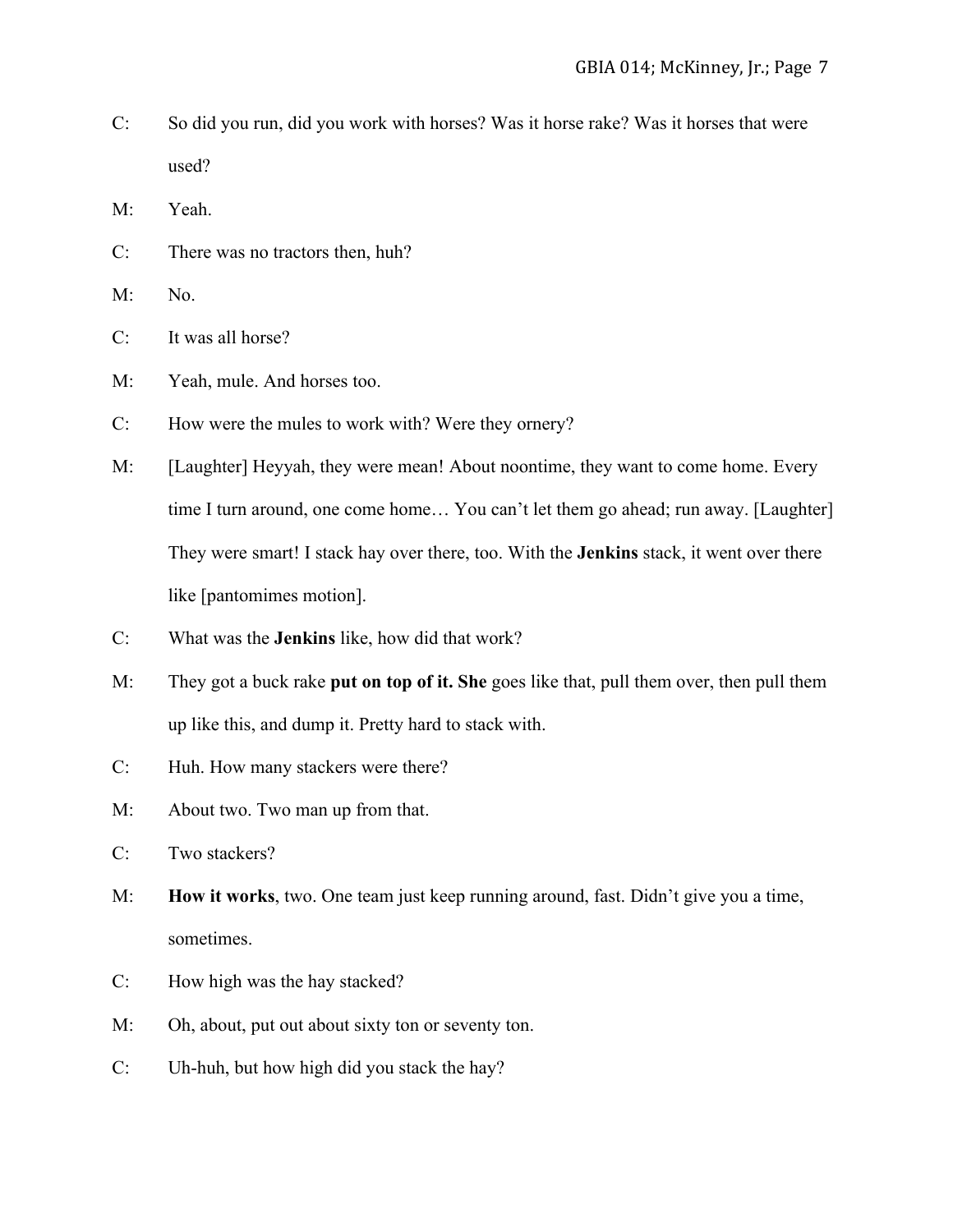C: So did you run, did you work with horses? Was it horse rake? Was it horses that were used?

M: Yeah.

C: There was no tractors then, huh?

M: No.

C: It was all horse?

M: Yeah, mule. And horses too.

C: How were the mules to work with? Were they ornery?

M: [Laughter] Heyyah, they were mean! About noontime, they want to come home. Every time I turn around, one come home… You can't let them go ahead; run away. [Laughter] They were smart! I stack hay over there, too. With the **Jenkins** stack, it went over there like [pantomimes motion].

C: What was the **Jenkins** like, how did that work?

M: They got a buck rake **put on top of it. She** goes like that, pull them over, then pull them up like this, and dump it. Pretty hard to stack with.

C: Huh. How many stackers were there?

M: About two. Two man up from that.

C: Two stackers?

M: **How it works**, two. One team just keep running around, fast. Didn't give you a time, sometimes.

C: How high was the hay stacked?

M: Oh, about, put out about sixty ton or seventy ton.

C: Uh-huh, but how high did you stack the hay?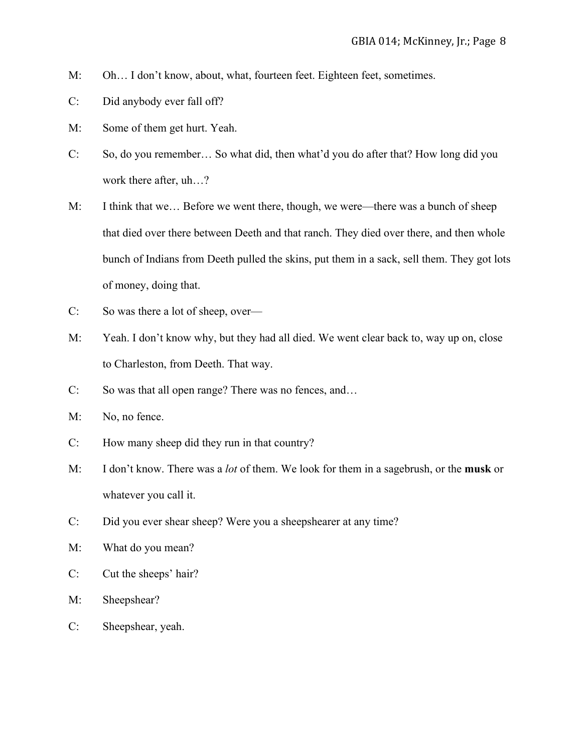M: Oh… I don't know, about, what, fourteen feet. Eighteen feet, sometimes.

C: Did anybody ever fall off?

M: Some of them get hurt. Yeah.

C: So, do you remember… So what did, then what'd you do after that? How long did you work there after, uh…?

M: I think that we… Before we went there, though, we were—there was a bunch of sheep that died over there between Deeth and that ranch. They died over there, and then whole bunch of Indians from Deeth pulled the skins, put them in a sack, sell them. They got lots of money, doing that.

C: So was there a lot of sheep, over—

M: Yeah. I don't know why, but they had all died. We went clear back to, way up on, close to Charleston, from Deeth. That way.

C: So was that all open range? There was no fences, and…

M: No, no fence.

C: How many sheep did they run in that country?

M: I don't know. There was a *lot* of them. We look for them in a sagebrush, or the **musk** or whatever you call it.

C: Did you ever shear sheep? Were you a sheepshearer at any time?

M: What do you mean?

C: Cut the sheeps' hair?

M: Sheepshear?

C: Sheepshear, yeah.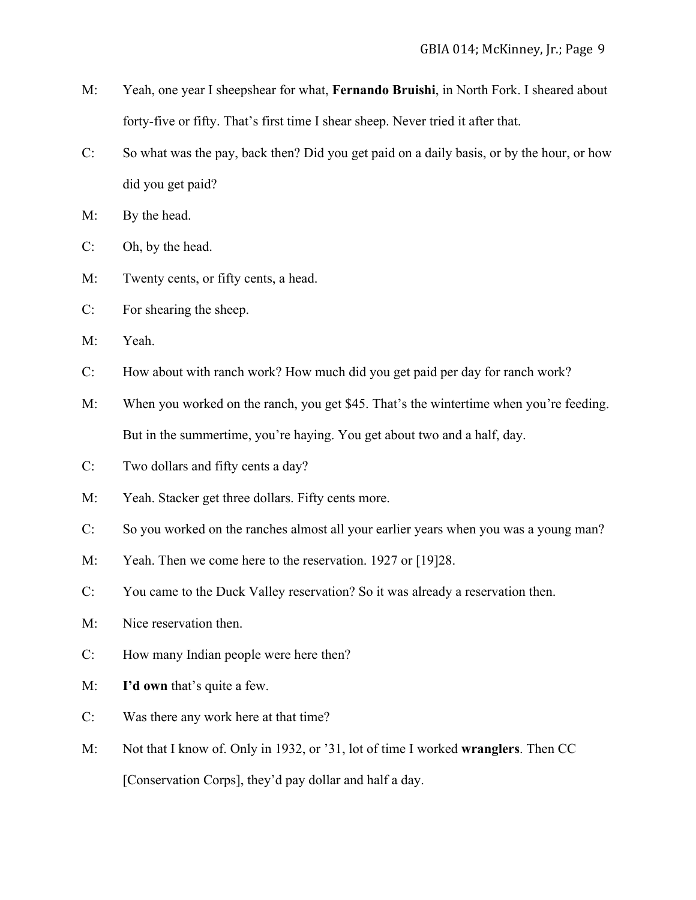M: Yeah, one year I sheepshear for what, **Fernando Bruishi**, in North Fork. I sheared about forty-five or fifty. That's first time I shear sheep. Never tried it after that.

C: So what was the pay, back then? Did you get paid on a daily basis, or by the hour, or how did you get paid?

M: By the head.

C: Oh, by the head.

M: Twenty cents, or fifty cents, a head.

C: For shearing the sheep.

M: Yeah.

C: How about with ranch work? How much did you get paid per day for ranch work?

M: When you worked on the ranch, you get $45. That's the wintertime when you're feeding. But in the summertime, you're haying. You get about two and a half, day.

C: Two dollars and fifty cents a day?

M: Yeah. Stacker get three dollars. Fifty cents more.

C: So you worked on the ranches almost all your earlier years when you was a young man?

M: Yeah. Then we come here to the reservation. 1927 or [19]28.

C: You came to the Duck Valley reservation? So it was already a reservation then.

M: Nice reservation then.

C: How many Indian people were here then?

M: **I'd own** that's quite a few.

C: Was there any work here at that time?

M: Not that I know of. Only in 1932, or '31, lot of time I worked **wranglers**. Then CC [Conservation Corps], they'd pay dollar and half a day.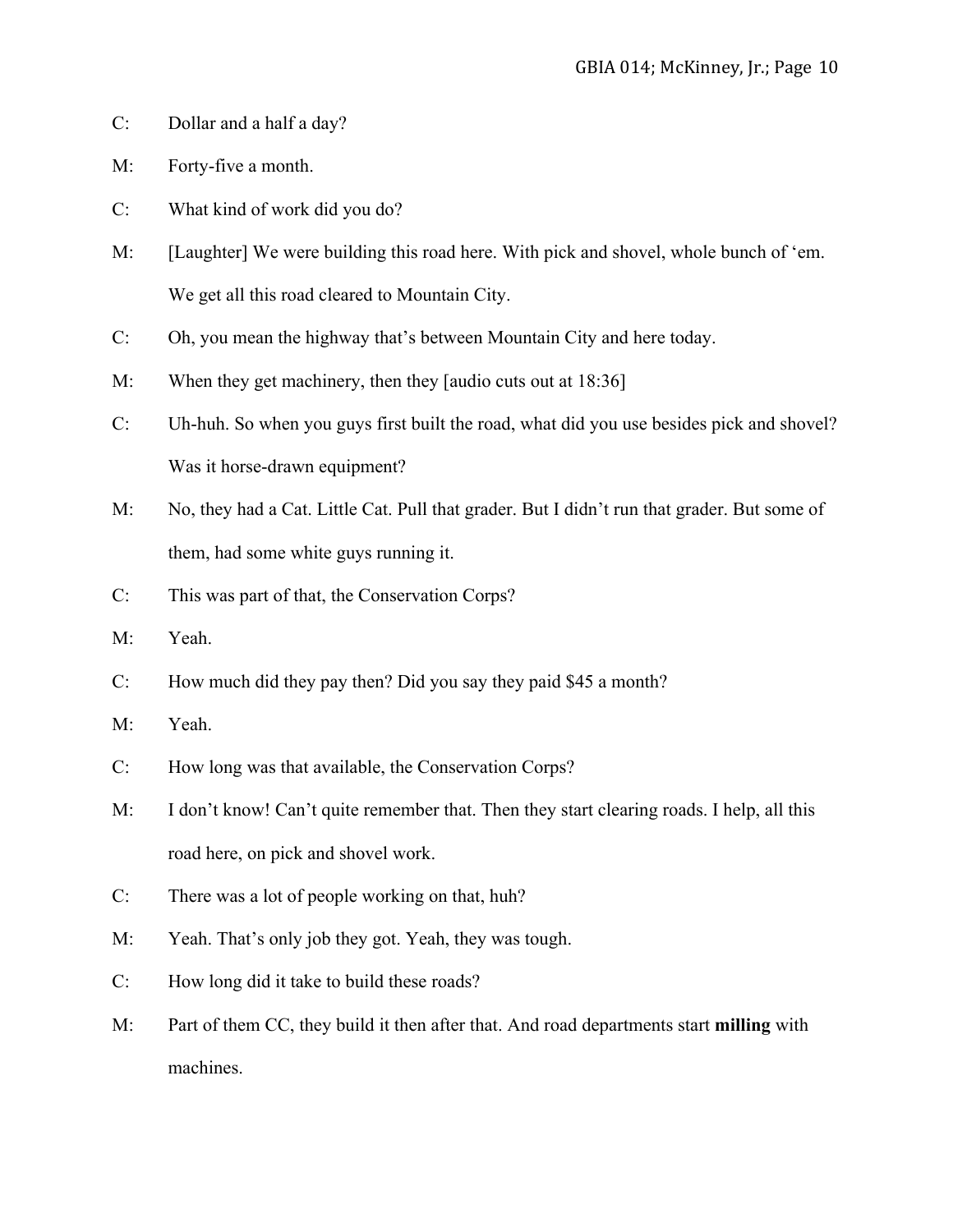C: Dollar and a half a day?

M: Forty-five a month.

C: What kind of work did you do?

M: [Laughter] We were building this road here. With pick and shovel, whole bunch of 'em. We get all this road cleared to Mountain City.

C: Oh, you mean the highway that's between Mountain City and here today.

M: When they get machinery, then they [audio cuts out at 18:36]

C: Uh-huh. So when you guys first built the road, what did you use besides pick and shovel? Was it horse-drawn equipment?

M: No, they had a Cat. Little Cat. Pull that grader. But I didn't run that grader. But some of them, had some white guys running it.

C: This was part of that, the Conservation Corps?

M: Yeah.

C: How much did they pay then? Did you say they paid $45 a month?

M: Yeah.

C: How long was that available, the Conservation Corps?

M: I don't know! Can't quite remember that. Then they start clearing roads. I help, all this road here, on pick and shovel work.

C: There was a lot of people working on that, huh?

M: Yeah. That's only job they got. Yeah, they was tough.

C: How long did it take to build these roads?

M: Part of them CC, they build it then after that. And road departments start **milling** with machines.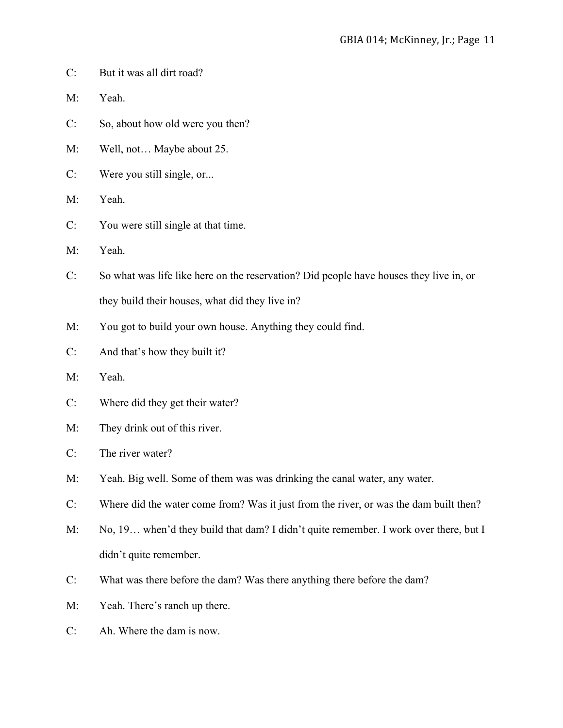C: But it was all dirt road?

M: Yeah.

C: So, about how old were you then?

M: Well, not… Maybe about 25.

C: Were you still single, or...

M: Yeah.

C: You were still single at that time.

M: Yeah.

C: So what was life like here on the reservation? Did people have houses they live in, or they build their houses, what did they live in?

M: You got to build your own house. Anything they could find.

C: And that's how they built it?

M: Yeah.

C: Where did they get their water?

M: They drink out of this river.

C: The river water?

M: Yeah. Big well. Some of them was was drinking the canal water, any water.

C: Where did the water come from? Was it just from the river, or was the dam built then?

M: No, 19… when'd they build that dam? I didn't quite remember. I work over there, but I didn't quite remember.

C: What was there before the dam? Was there anything there before the dam?

M: Yeah. There's ranch up there.

C: Ah. Where the dam is now.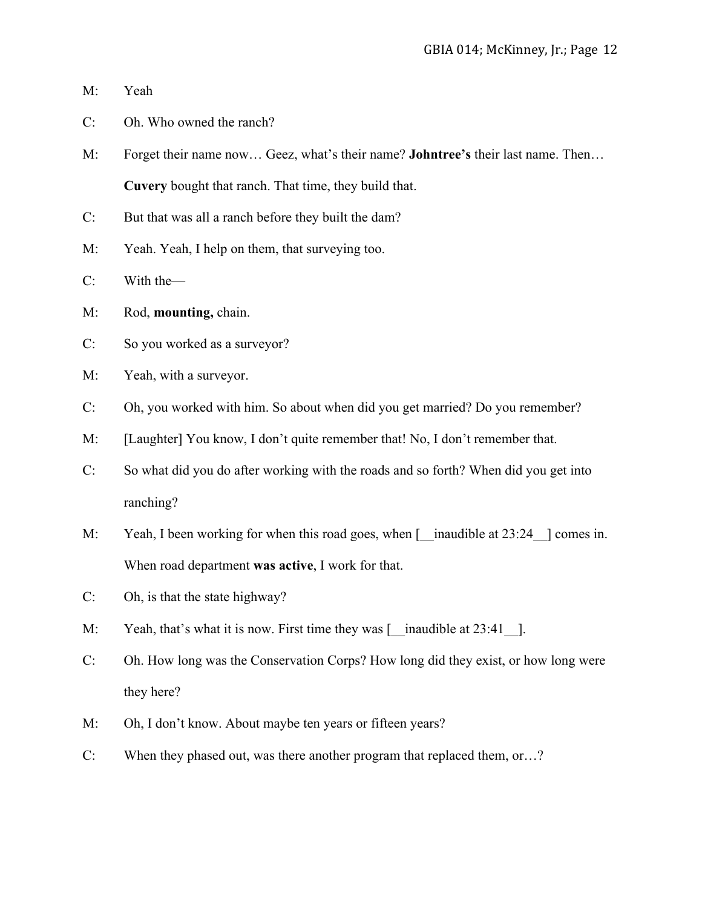M: Yeah

C: Oh. Who owned the ranch?

M: Forget their name now… Geez, what's their name? **Johntree's** their last name. Then… **Cuvery** bought that ranch. That time, they build that.

C: But that was all a ranch before they built the dam?

M: Yeah. Yeah, I help on them, that surveying too.

C: With the—

M: Rod, **mounting,** chain.

C: So you worked as a surveyor?

M: Yeah, with a surveyor.

C: Oh, you worked with him. So about when did you get married? Do you remember?

M: [Laughter] You know, I don't quite remember that! No, I don't remember that.

C: So what did you do after working with the roads and so forth? When did you get into ranching?

M: Yeah, I been working for when this road goes, when [__inaudible at 23:24__] comes in. When road department **was active**, I work for that.

C: Oh, is that the state highway?

M: Yeah, that's what it is now. First time they was [__inaudible at 23:41__].

C: Oh. How long was the Conservation Corps? How long did they exist, or how long were they here?

M: Oh, I don't know. About maybe ten years or fifteen years?

C: When they phased out, was there another program that replaced them, or…?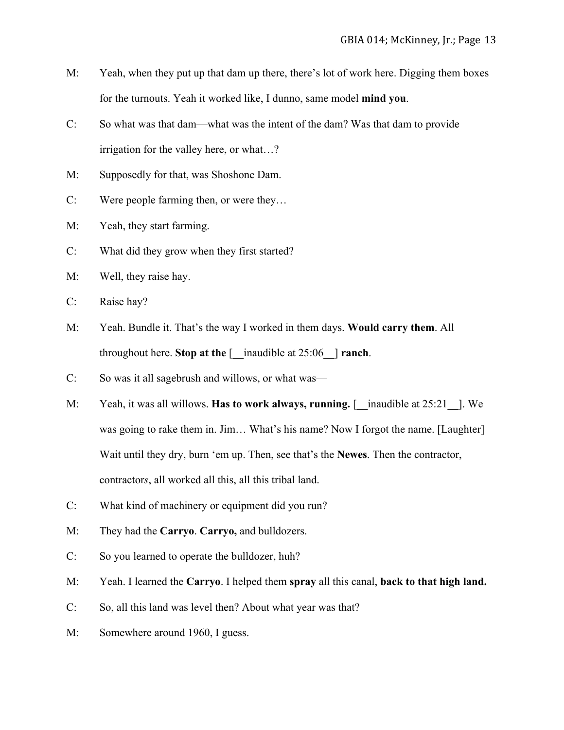M: Yeah, when they put up that dam up there, there's lot of work here. Digging them boxes for the turnouts. Yeah it worked like, I dunno, same model **mind you**.

C: So what was that dam—what was the intent of the dam? Was that dam to provide irrigation for the valley here, or what…?

M: Supposedly for that, was Shoshone Dam.

C: Were people farming then, or were they…

M: Yeah, they start farming.

C: What did they grow when they first started?

M: Well, they raise hay.

C: Raise hay?

M: Yeah. Bundle it. That's the way I worked in them days. **Would carry them**. All throughout here. **Stop at the** [__inaudible at 25:06__] **ranch**.

C: So was it all sagebrush and willows, or what was—

M: Yeah, it was all willows. **Has to work always, running.** [__inaudible at 25:21__]. We was going to rake them in. Jim… What's his name? Now I forgot the name. [Laughter] Wait until they dry, burn 'em up. Then, see that's the **Newes**. Then the contractor, contractor*s*, all worked all this, all this tribal land.

C: What kind of machinery or equipment did you run?

M: They had the **Carryo**. **Carryo,** and bulldozers.

C: So you learned to operate the bulldozer, huh?

M: Yeah. I learned the **Carryo**. I helped them **spray** all this canal, **back to that high land.**

C: So, all this land was level then? About what year was that?

M: Somewhere around 1960, I guess.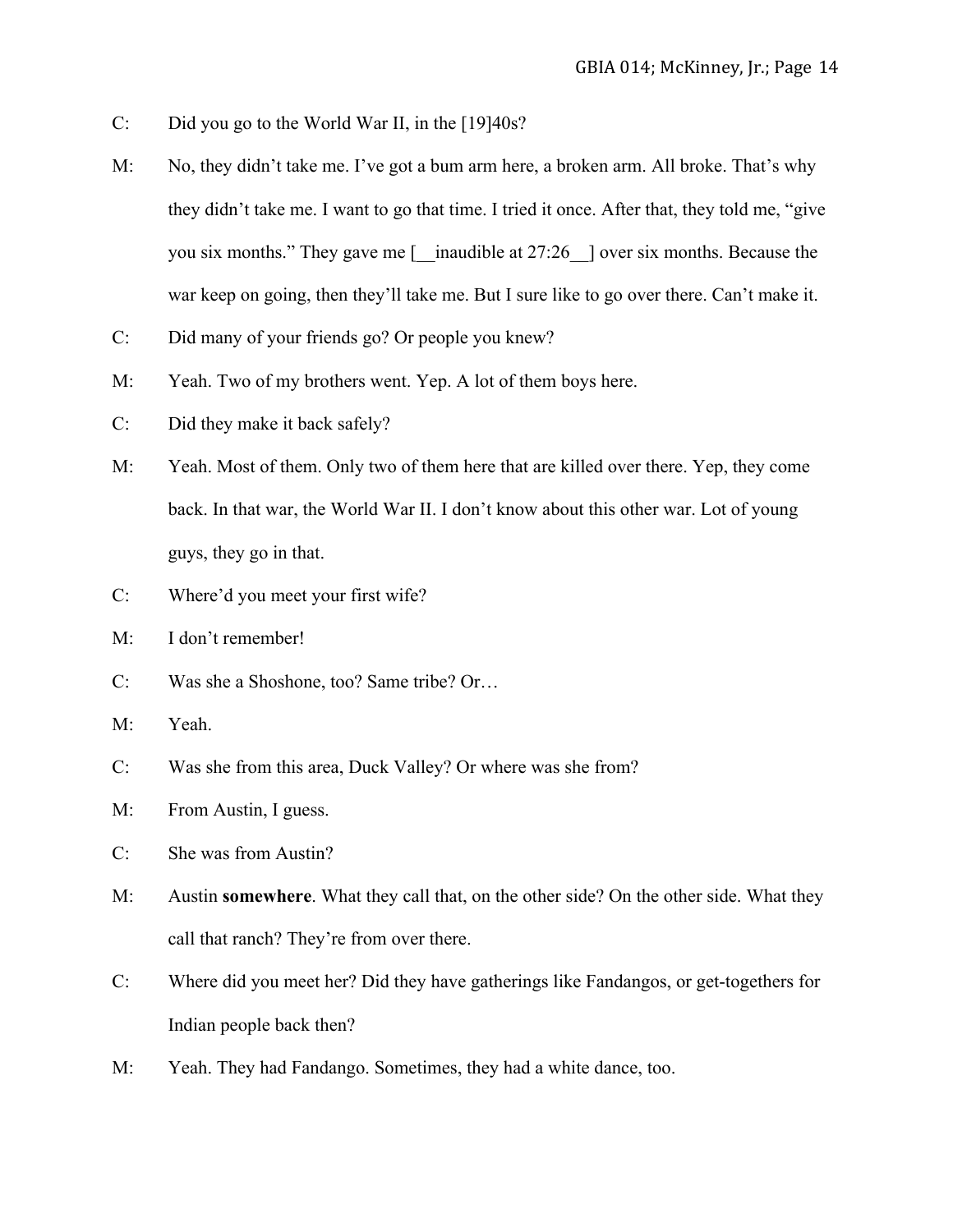C: Did you go to the World War II, in the [19]40s?

M: No, they didn't take me. I've got a bum arm here, a broken arm. All broke. That's why they didn't take me. I want to go that time. I tried it once. After that, they told me, "give you six months." They gave me [__inaudible at 27:26__] over six months. Because the war keep on going, then they'll take me. But I sure like to go over there. Can't make it.

C: Did many of your friends go? Or people you knew?

M: Yeah. Two of my brothers went. Yep. A lot of them boys here.

C: Did they make it back safely?

M: Yeah. Most of them. Only two of them here that are killed over there. Yep, they come back. In that war, the World War II. I don't know about this other war. Lot of young guys, they go in that.

C: Where'd you meet your first wife?

M: I don't remember!

C: Was she a Shoshone, too? Same tribe? Or…

M: Yeah.

C: Was she from this area, Duck Valley? Or where was she from?

M: From Austin, I guess.

C: She was from Austin?

M: Austin **somewhere**. What they call that, on the other side? On the other side. What they call that ranch? They're from over there.

C: Where did you meet her? Did they have gatherings like Fandangos, or get-togethers for Indian people back then?

M: Yeah. They had Fandango. Sometimes, they had a white dance, too.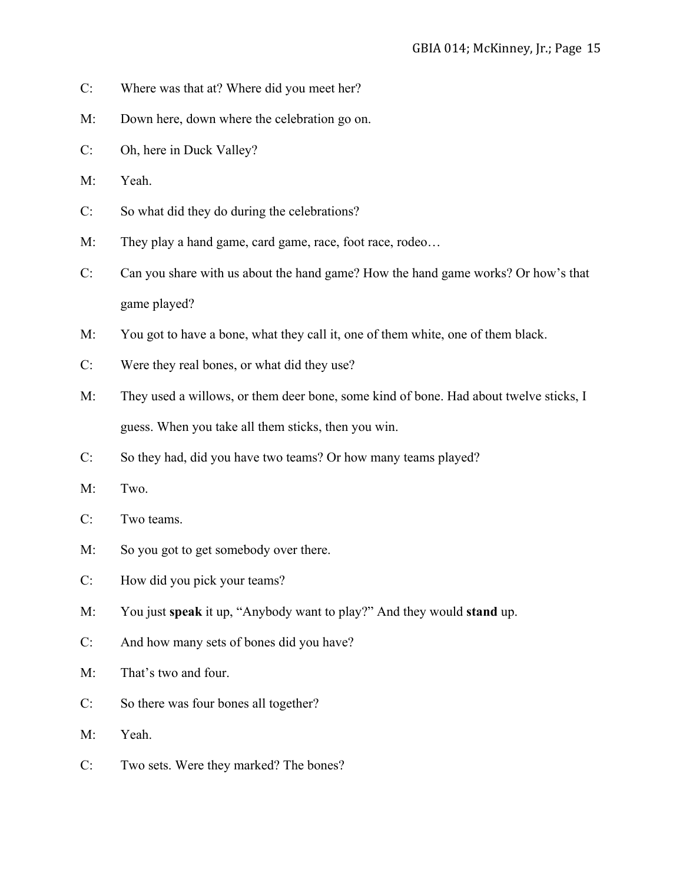C: Where was that at? Where did you meet her?

M: Down here, down where the celebration go on.

C: Oh, here in Duck Valley?

M: Yeah.

C: So what did they do during the celebrations?

M: They play a hand game, card game, race, foot race, rodeo…

C: Can you share with us about the hand game? How the hand game works? Or how's that game played?

M: You got to have a bone, what they call it, one of them white, one of them black.

C: Were they real bones, or what did they use?

M: They used a willows, or them deer bone, some kind of bone. Had about twelve sticks, I guess. When you take all them sticks, then you win.

C: So they had, did you have two teams? Or how many teams played?

M: Two.

C: Two teams.

M: So you got to get somebody over there.

C: How did you pick your teams?

M: You just **speak** it up, "Anybody want to play?" And they would **stand** up.

C: And how many sets of bones did you have?

M: That's two and four.

C: So there was four bones all together?

M: Yeah.

C: Two sets. Were they marked? The bones?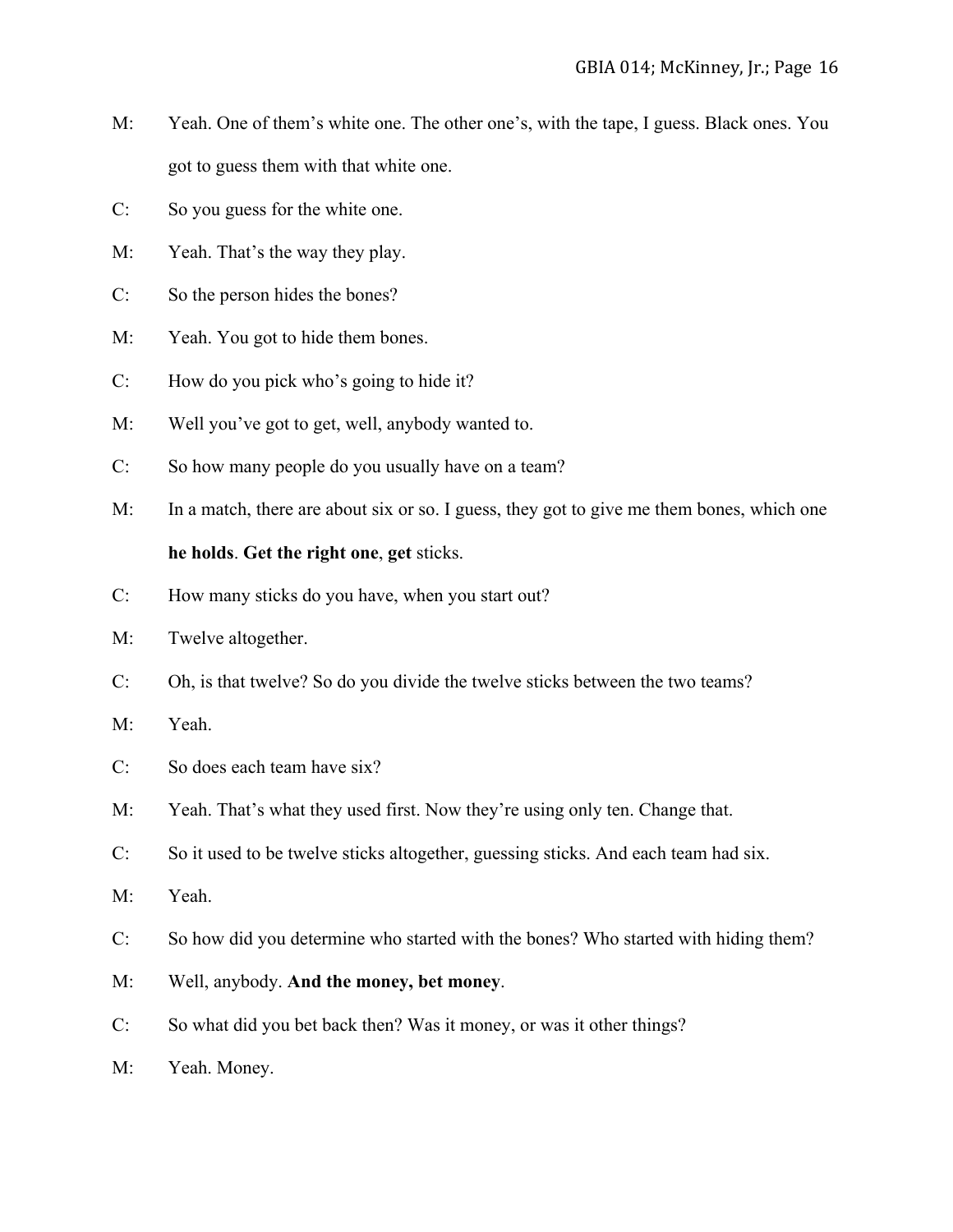M: Yeah. One of them's white one. The other one's, with the tape, I guess. Black ones. You got to guess them with that white one.

C: So you guess for the white one.

M: Yeah. That's the way they play.

C: So the person hides the bones?

M: Yeah. You got to hide them bones.

C: How do you pick who's going to hide it?

M: Well you've got to get, well, anybody wanted to.

C: So how many people do you usually have on a team?

M: In a match, there are about six or so. I guess, they got to give me them bones, which one **he holds**. **Get the right one**, **get** sticks.

C: How many sticks do you have, when you start out?

M: Twelve altogether.

C: Oh, is that twelve? So do you divide the twelve sticks between the two teams?

M: Yeah.

C: So does each team have six?

M: Yeah. That's what they used first. Now they're using only ten. Change that.

C: So it used to be twelve sticks altogether, guessing sticks. And each team had six.

M: Yeah.

C: So how did you determine who started with the bones? Who started with hiding them?

M: Well, anybody. **And the money, bet money**.

C: So what did you bet back then? Was it money, or was it other things?

M: Yeah. Money.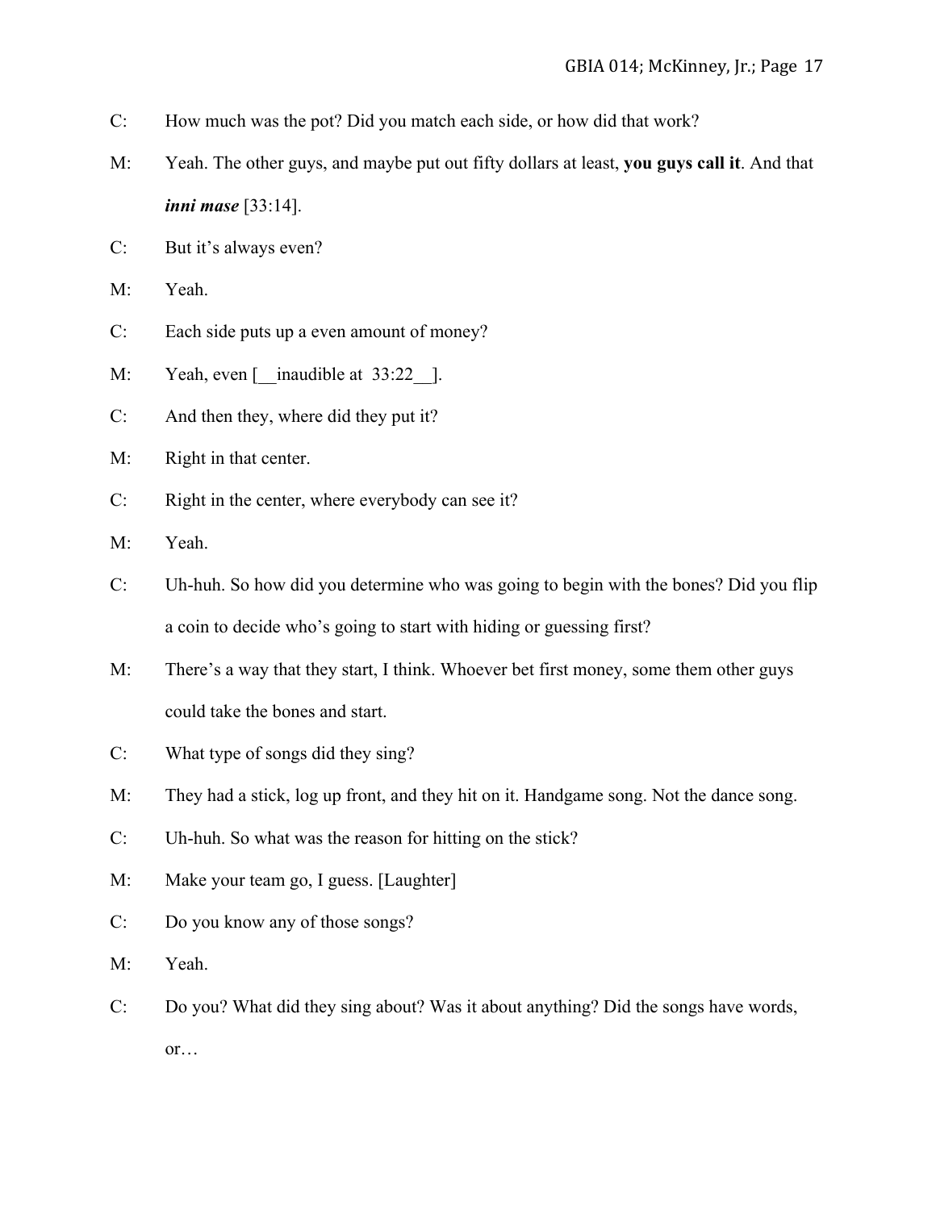C: How much was the pot? Did you match each side, or how did that work?

M: Yeah. The other guys, and maybe put out fifty dollars at least, **you guys call it**. And that ***inni mase*** [33:14].

C: But it's always even?

M: Yeah.

C: Each side puts up a even amount of money?

M: Yeah, even [__inaudible at 33:22__].

C: And then they, where did they put it?

M: Right in that center.

C: Right in the center, where everybody can see it?

M: Yeah.

C: Uh-huh. So how did you determine who was going to begin with the bones? Did you flip a coin to decide who's going to start with hiding or guessing first?

M: There's a way that they start, I think. Whoever bet first money, some them other guys could take the bones and start.

C: What type of songs did they sing?

M: They had a stick, log up front, and they hit on it. Handgame song. Not the dance song.

C: Uh-huh. So what was the reason for hitting on the stick?

M: Make your team go, I guess. [Laughter]

C: Do you know any of those songs?

M: Yeah.

C: Do you? What did they sing about? Was it about anything? Did the songs have words, or…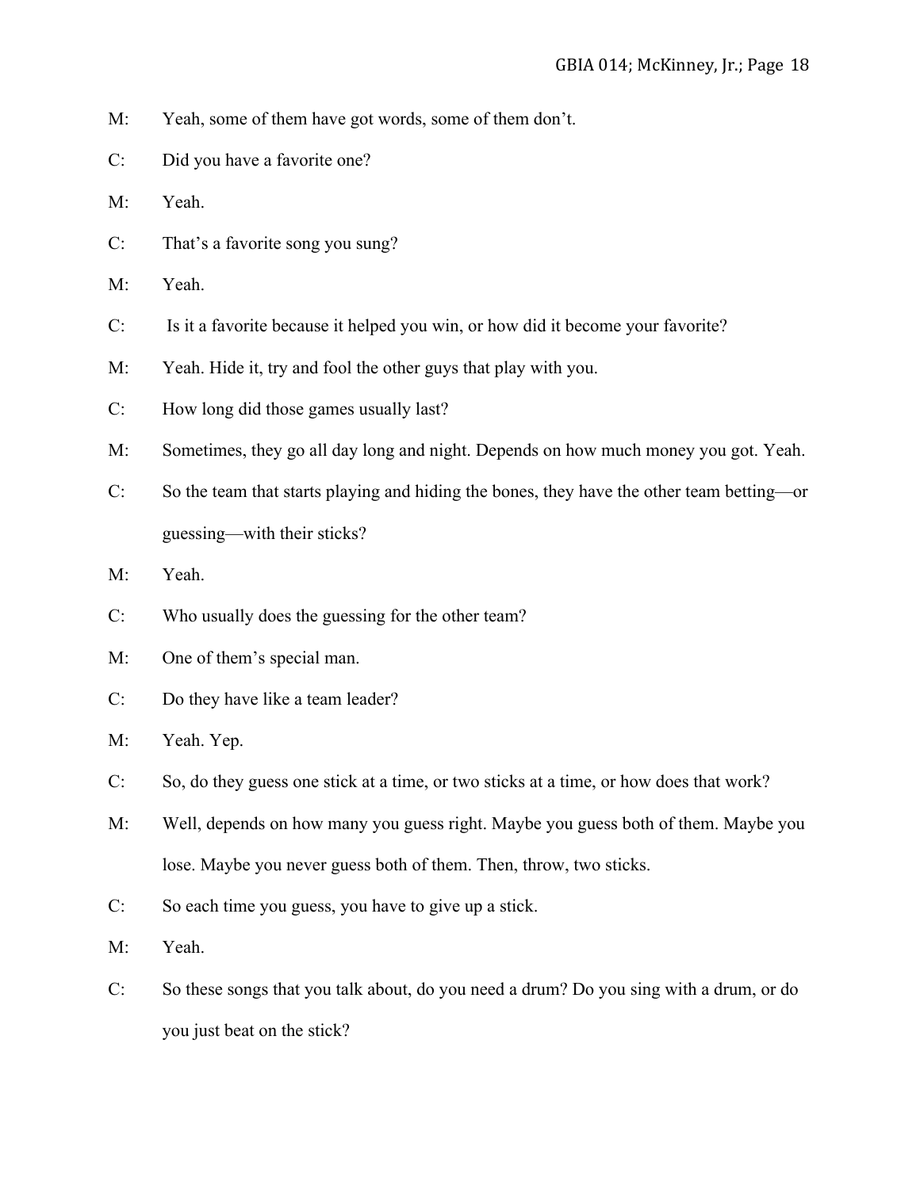M: Yeah, some of them have got words, some of them don't.

C: Did you have a favorite one?

M: Yeah.

C: That's a favorite song you sung?

M: Yeah.

C: Is it a favorite because it helped you win, or how did it become your favorite?

M: Yeah. Hide it, try and fool the other guys that play with you.

C: How long did those games usually last?

M: Sometimes, they go all day long and night. Depends on how much money you got. Yeah.

C: So the team that starts playing and hiding the bones, they have the other team betting—or guessing—with their sticks?

M: Yeah.

C: Who usually does the guessing for the other team?

M: One of them's special man.

C: Do they have like a team leader?

M: Yeah. Yep.

C: So, do they guess one stick at a time, or two sticks at a time, or how does that work?

M: Well, depends on how many you guess right. Maybe you guess both of them. Maybe you lose. Maybe you never guess both of them. Then, throw, two sticks.

C: So each time you guess, you have to give up a stick.

M: Yeah.

C: So these songs that you talk about, do you need a drum? Do you sing with a drum, or do you just beat on the stick?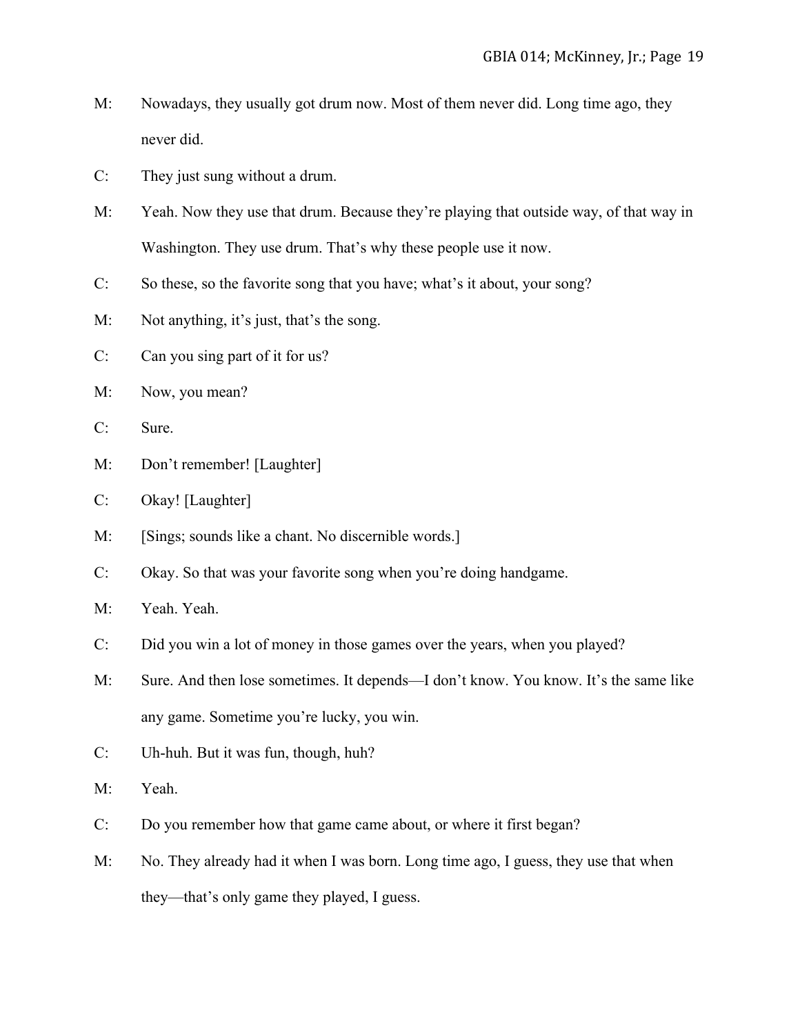M: Nowadays, they usually got drum now. Most of them never did. Long time ago, they never did.

C: They just sung without a drum.

M: Yeah. Now they use that drum. Because they're playing that outside way, of that way in Washington. They use drum. That's why these people use it now.

C: So these, so the favorite song that you have; what's it about, your song?

M: Not anything, it's just, that's the song.

C: Can you sing part of it for us?

M: Now, you mean?

C: Sure.

M: Don't remember! [Laughter]

C: Okay! [Laughter]

M: [Sings; sounds like a chant. No discernible words.]

C: Okay. So that was your favorite song when you're doing handgame.

M: Yeah. Yeah.

C: Did you win a lot of money in those games over the years, when you played?

M: Sure. And then lose sometimes. It depends—I don't know. You know. It's the same like any game. Sometime you're lucky, you win.

C: Uh-huh. But it was fun, though, huh?

M: Yeah.

C: Do you remember how that game came about, or where it first began?

M: No. They already had it when I was born. Long time ago, I guess, they use that when they—that's only game they played, I guess.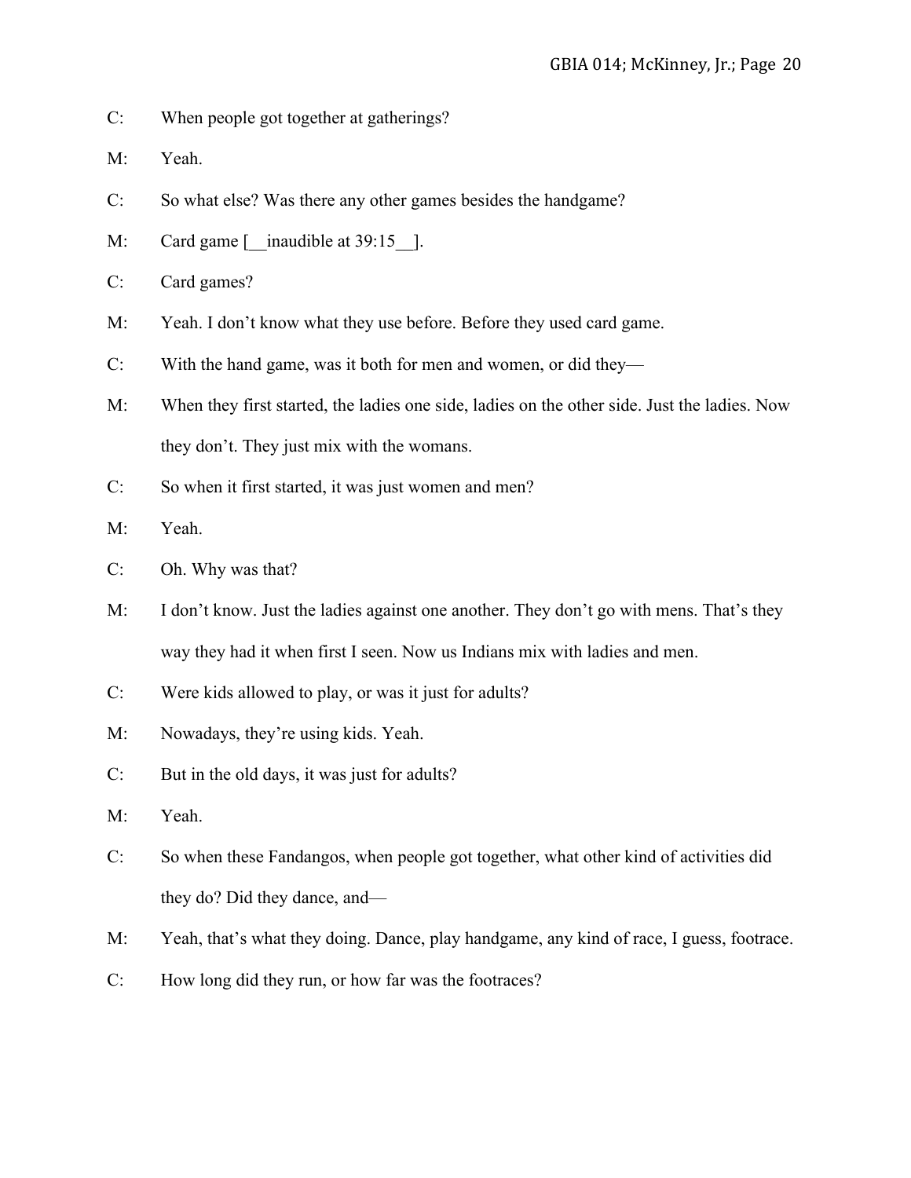C: When people got together at gatherings?

M: Yeah.

C: So what else? Was there any other games besides the handgame?

M: Card game [__inaudible at 39:15__].

C: Card games?

M: Yeah. I don't know what they use before. Before they used card game.

C: With the hand game, was it both for men and women, or did they—

M: When they first started, the ladies one side, ladies on the other side. Just the ladies. Now they don't. They just mix with the womans.

C: So when it first started, it was just women and men?

M: Yeah.

C: Oh. Why was that?

M: I don't know. Just the ladies against one another. They don't go with mens. That's they way they had it when first I seen. Now us Indians mix with ladies and men.

C: Were kids allowed to play, or was it just for adults?

M: Nowadays, they're using kids. Yeah.

C: But in the old days, it was just for adults?

M: Yeah.

C: So when these Fandangos, when people got together, what other kind of activities did they do? Did they dance, and—

M: Yeah, that's what they doing. Dance, play handgame, any kind of race, I guess, footrace.

C: How long did they run, or how far was the footraces?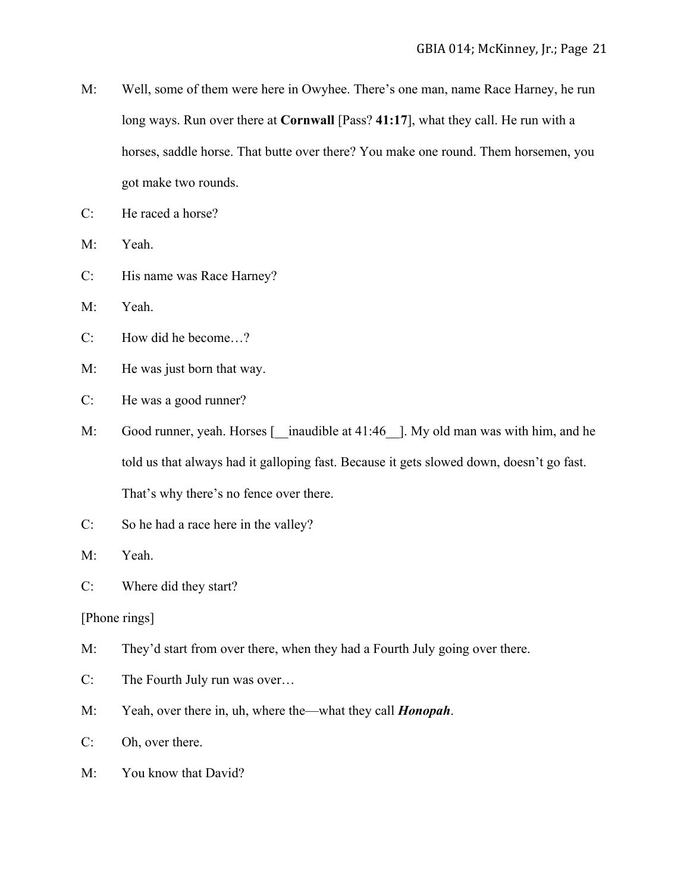M: Well, some of them were here in Owyhee. There's one man, name Race Harney, he run long ways. Run over there at **Cornwall** [Pass? **41:17**], what they call. He run with a horses, saddle horse. That butte over there? You make one round. Them horsemen, you got make two rounds.

C: He raced a horse?

M: Yeah.

C: His name was Race Harney?

M: Yeah.

C: How did he become…?

M: He was just born that way.

C: He was a good runner?

M: Good runner, yeah. Horses [__inaudible at 41:46__]. My old man was with him, and he told us that always had it galloping fast. Because it gets slowed down, doesn't go fast. That's why there's no fence over there.

C: So he had a race here in the valley?

M: Yeah.

C: Where did they start?

[Phone rings]

M: They'd start from over there, when they had a Fourth July going over there.

C: The Fourth July run was over…

M: Yeah, over there in, uh, where the—what they call ***Honopah***.

C: Oh, over there.

M: You know that David?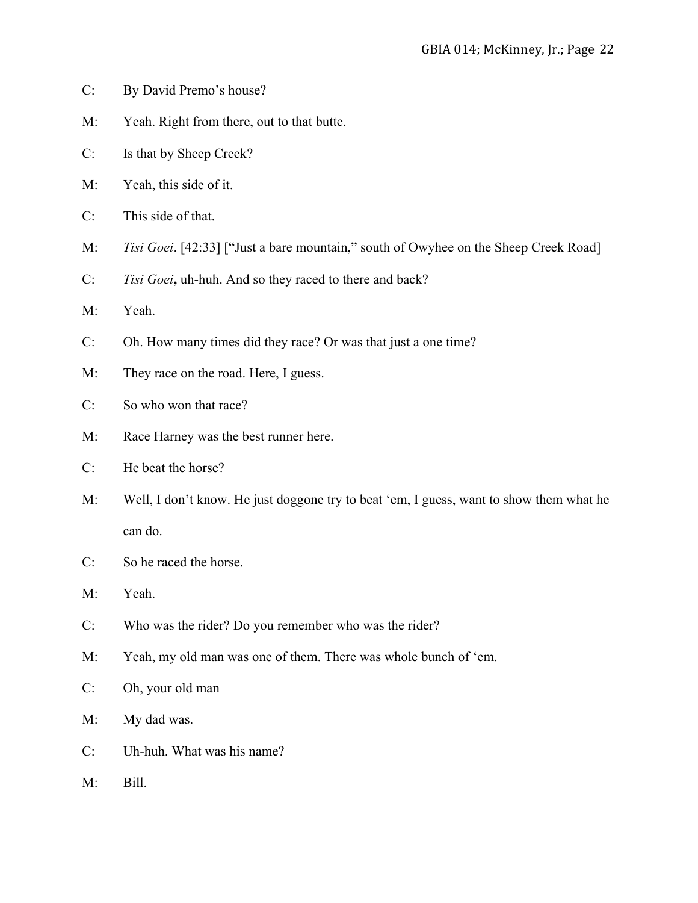C: By David Premo's house?

M: Yeah. Right from there, out to that butte.

C: Is that by Sheep Creek?

M: Yeah, this side of it.

C: This side of that.

M: *Tisi Goei*. [42:33] ["Just a bare mountain," south of Owyhee on the Sheep Creek Road]

C: *Tisi Goei***,** uh-huh. And so they raced to there and back?

M: Yeah.

C: Oh. How many times did they race? Or was that just a one time?

M: They race on the road. Here, I guess.

C: So who won that race?

M: Race Harney was the best runner here.

C: He beat the horse?

M: Well, I don't know. He just doggone try to beat 'em, I guess, want to show them what he can do.

C: So he raced the horse.

M: Yeah.

C: Who was the rider? Do you remember who was the rider?

M: Yeah, my old man was one of them. There was whole bunch of 'em.

C: Oh, your old man—

M: My dad was.

C: Uh-huh. What was his name?

M: Bill.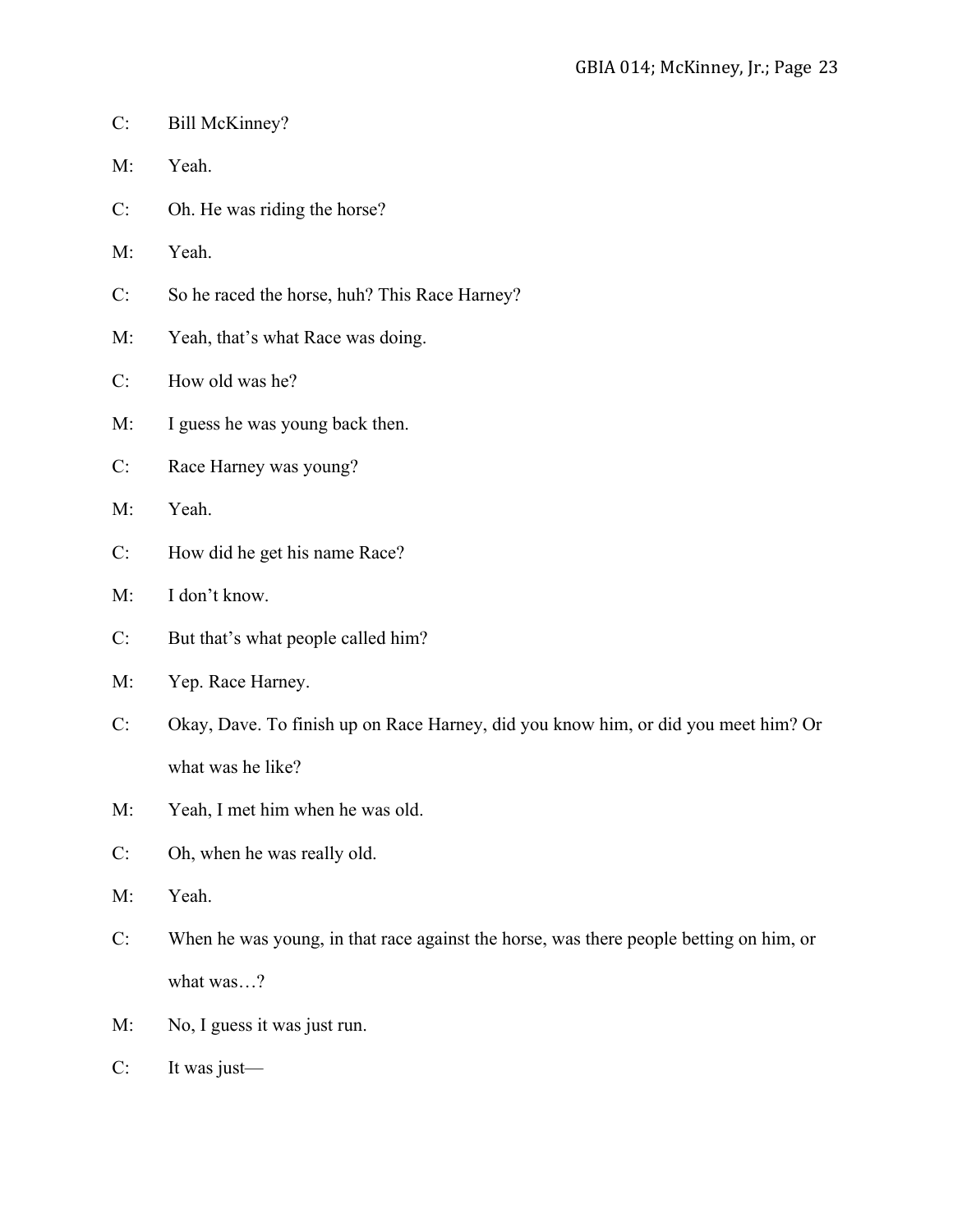C: Bill McKinney?

M: Yeah.

C: Oh. He was riding the horse?

M: Yeah.

C: So he raced the horse, huh? This Race Harney?

M: Yeah, that's what Race was doing.

C: How old was he?

M: I guess he was young back then.

C: Race Harney was young?

M: Yeah.

C: How did he get his name Race?

M: I don't know.

C: But that's what people called him?

M: Yep. Race Harney.

C: Okay, Dave. To finish up on Race Harney, did you know him, or did you meet him? Or what was he like?

M: Yeah, I met him when he was old.

C: Oh, when he was really old.

M: Yeah.

C: When he was young, in that race against the horse, was there people betting on him, or what was…?

M: No, I guess it was just run.

C: It was just—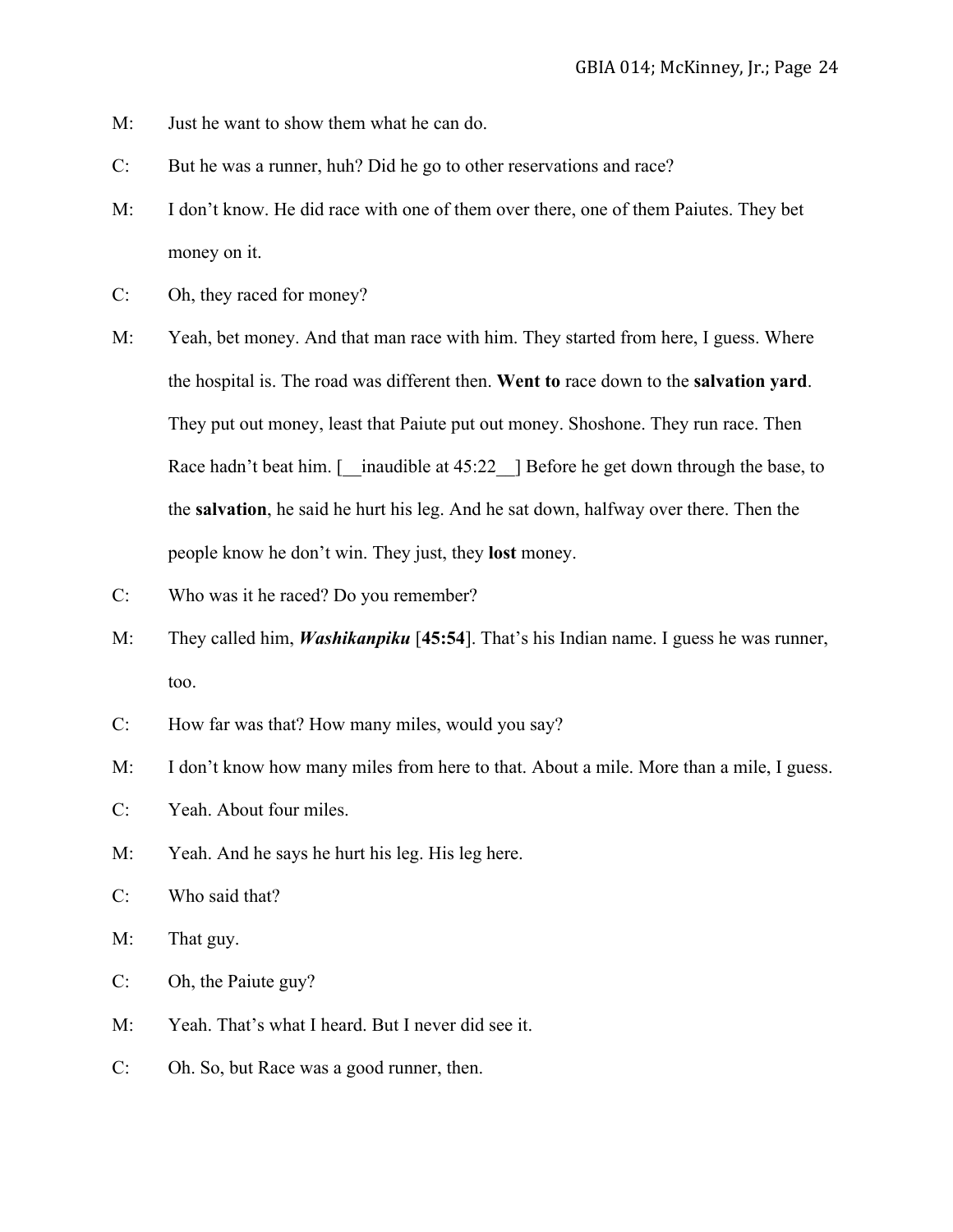M: Just he want to show them what he can do.

C: But he was a runner, huh? Did he go to other reservations and race?

M: I don't know. He did race with one of them over there, one of them Paiutes. They bet money on it.

C: Oh, they raced for money?

M: Yeah, bet money. And that man race with him. They started from here, I guess. Where the hospital is. The road was different then. **Went to** race down to the **salvation yard**. They put out money, least that Paiute put out money. Shoshone. They run race. Then Race hadn't beat him. [__inaudible at 45:22__] Before he get down through the base, to the **salvation**, he said he hurt his leg. And he sat down, halfway over there. Then the people know he don't win. They just, they **lost** money.

C: Who was it he raced? Do you remember?

M: They called him, ***Washikanpiku*** [**45:54**]. That's his Indian name. I guess he was runner, too.

C: How far was that? How many miles, would you say?

M: I don't know how many miles from here to that. About a mile. More than a mile, I guess.

C: Yeah. About four miles.

M: Yeah. And he says he hurt his leg. His leg here.

C: Who said that?

M: That guy.

C: Oh, the Paiute guy?

M: Yeah. That's what I heard. But I never did see it.

C: Oh. So, but Race was a good runner, then.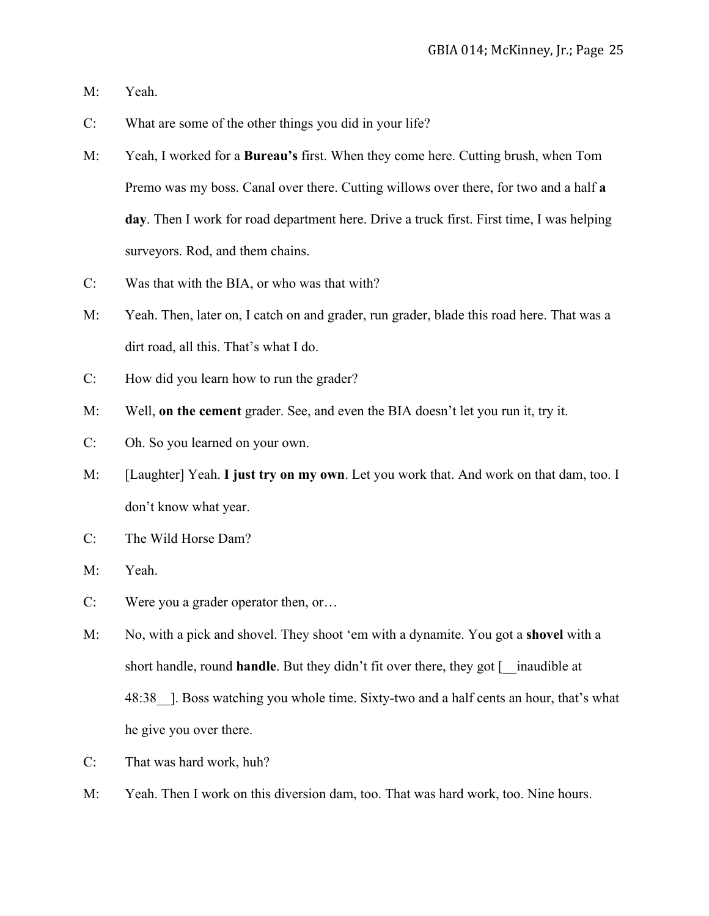M: Yeah.

C: What are some of the other things you did in your life?

M: Yeah, I worked for a **Bureau's** first. When they come here. Cutting brush, when Tom Premo was my boss. Canal over there. Cutting willows over there, for two and a half **a day**. Then I work for road department here. Drive a truck first. First time, I was helping surveyors. Rod, and them chains.

C: Was that with the BIA, or who was that with?

M: Yeah. Then, later on, I catch on and grader, run grader, blade this road here. That was a dirt road, all this. That's what I do.

C: How did you learn how to run the grader?

M: Well, **on the cement** grader. See, and even the BIA doesn't let you run it, try it.

C: Oh. So you learned on your own.

M: [Laughter] Yeah. **I just try on my own**. Let you work that. And work on that dam, too. I don't know what year.

C: The Wild Horse Dam?

M: Yeah.

C: Were you a grader operator then, or…

M: No, with a pick and shovel. They shoot 'em with a dynamite. You got a **shovel** with a short handle, round **handle**. But they didn't fit over there, they got [__inaudible at 48:38__]. Boss watching you whole time. Sixty-two and a half cents an hour, that's what he give you over there.

C: That was hard work, huh?

M: Yeah. Then I work on this diversion dam, too. That was hard work, too. Nine hours.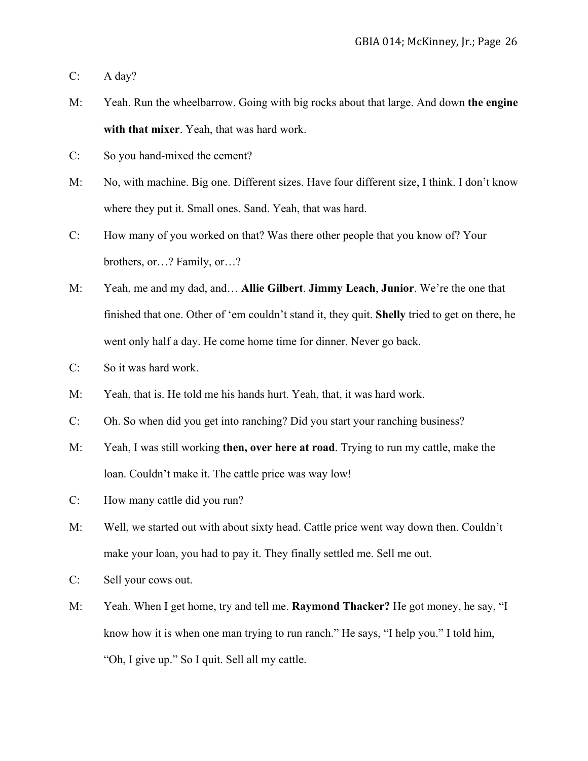C: A day?

M: Yeah. Run the wheelbarrow. Going with big rocks about that large. And down **the engine with that mixer**. Yeah, that was hard work.

C: So you hand-mixed the cement?

M: No, with machine. Big one. Different sizes. Have four different size, I think. I don't know where they put it. Small ones. Sand. Yeah, that was hard.

C: How many of you worked on that? Was there other people that you know of? Your brothers, or…? Family, or…?

M: Yeah, me and my dad, and… **Allie Gilbert**. **Jimmy Leach**, **Junior**. We're the one that finished that one. Other of 'em couldn't stand it, they quit. **Shelly** tried to get on there, he went only half a day. He come home time for dinner. Never go back.

C: So it was hard work.

M: Yeah, that is. He told me his hands hurt. Yeah, that, it was hard work.

C: Oh. So when did you get into ranching? Did you start your ranching business?

M: Yeah, I was still working **then, over here at road**. Trying to run my cattle, make the loan. Couldn't make it. The cattle price was way low!

C: How many cattle did you run?

M: Well, we started out with about sixty head. Cattle price went way down then. Couldn't make your loan, you had to pay it. They finally settled me. Sell me out.

C: Sell your cows out.

M: Yeah. When I get home, try and tell me. **Raymond Thacker?** He got money, he say, "I know how it is when one man trying to run ranch." He says, "I help you." I told him, "Oh, I give up." So I quit. Sell all my cattle.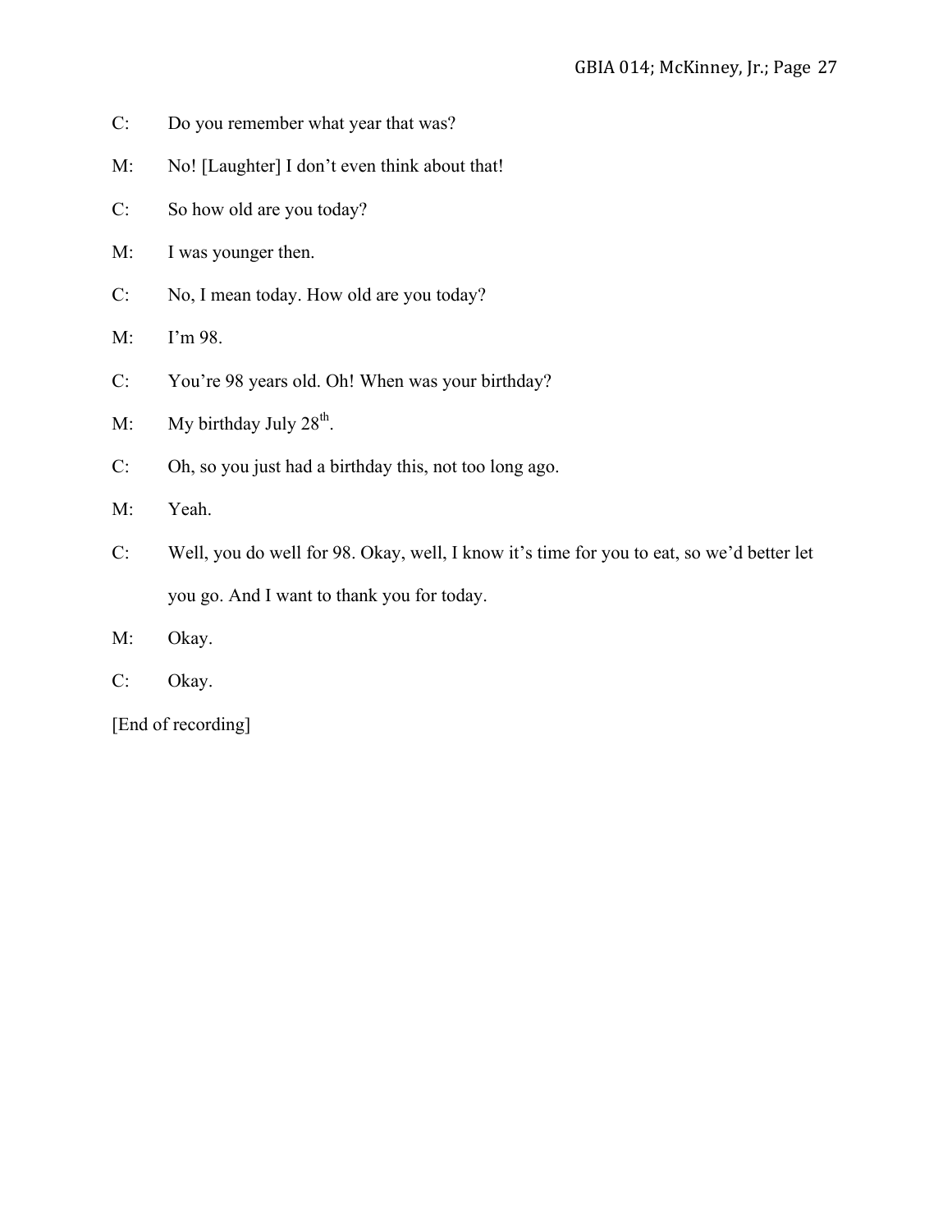C: Do you remember what year that was?

M: No! [Laughter] I don't even think about that!

C: So how old are you today?

M: I was younger then.

C: No, I mean today. How old are you today?

M: I'm 98.

C: You're 98 years old. Oh! When was your birthday?

M: My birthday July 28th.

C: Oh, so you just had a birthday this, not too long ago.

M: Yeah.

C: Well, you do well for 98. Okay, well, I know it's time for you to eat, so we'd better let you go. And I want to thank you for today.

M: Okay.

C: Okay.

[End of recording]